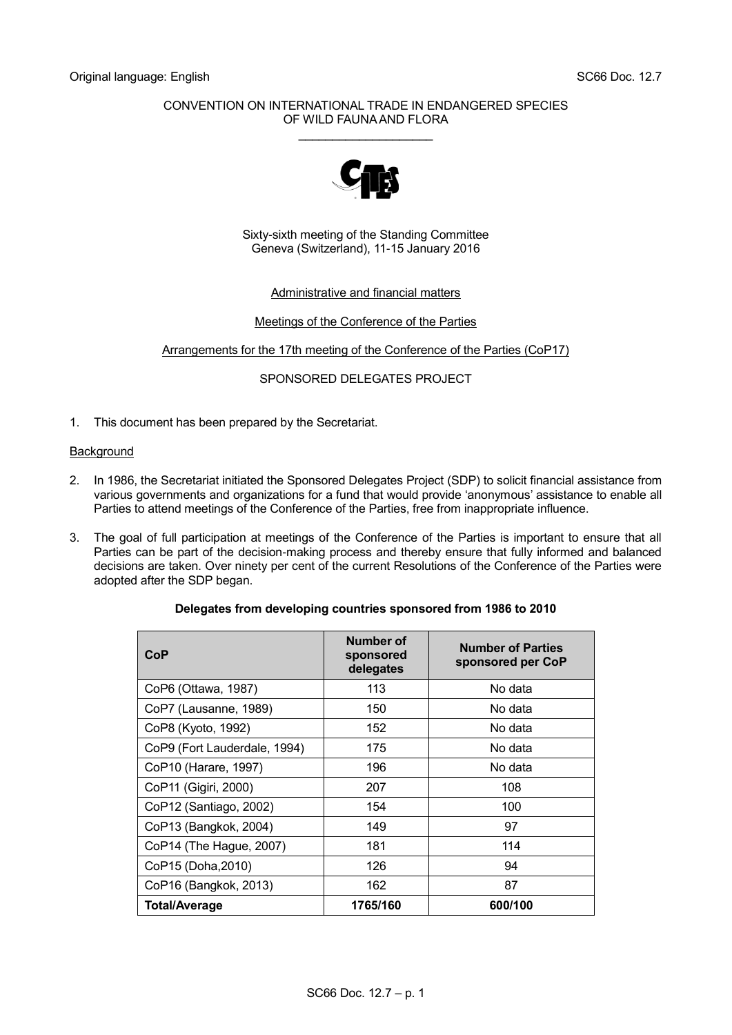Original language: English

SC66 Doc. 12.7

CONVENTION ON INTERNATIONAL TRADE IN ENDANGERED SPECIES OF WILD FAUNA AND FLORA

\_\_\_\_\_\_\_\_\_\_\_\_\_\_\_\_\_\_\_\_

Sixty-sixth meeting of the Standing Committee
Geneva (Switzerland), 11-15 January 2016

Administrative and financial matters

Meetings of the Conference of the Parties

Arrangements for the 17th meeting of the Conference of the Parties (CoP17)

SPONSORED DELEGATES PROJECT

1. This document has been prepared by the Secretariat.

Background

2. In 1986, the Secretariat initiated the Sponsored Delegates Project (SDP) to solicit financial assistance from various governments and organizations for a fund that would provide 'anonymous' assistance to enable all Parties to attend meetings of the Conference of the Parties, free from inappropriate influence.

3. The goal of full participation at meetings of the Conference of the Parties is important to ensure that all Parties can be part of the decision-making process and thereby ensure that fully informed and balanced decisions are taken. Over ninety per cent of the current Resolutions of the Conference of the Parties were adopted after the SDP began.

**Delegates from developing countries sponsored from 1986 to 2010**

| CoP | Number of sponsored delegates | Number of Parties sponsored per CoP |
|---|---|---|
| CoP6 (Ottawa, 1987) | 113 | No data |
| CoP7 (Lausanne, 1989) | 150 | No data |
| CoP8 (Kyoto, 1992) | 152 | No data |
| CoP9 (Fort Lauderdale, 1994) | 175 | No data |
| CoP10 (Harare, 1997) | 196 | No data |
| CoP11 (Gigiri, 2000) | 207 | 108 |
| CoP12 (Santiago, 2002) | 154 | 100 |
| CoP13 (Bangkok, 2004) | 149 | 97 |
| CoP14 (The Hague, 2007) | 181 | 114 |
| CoP15 (Doha,2010) | 126 | 94 |
| CoP16 (Bangkok, 2013) | 162 | 87 |
| **Total/Average** | **1765/160** | **600/100** |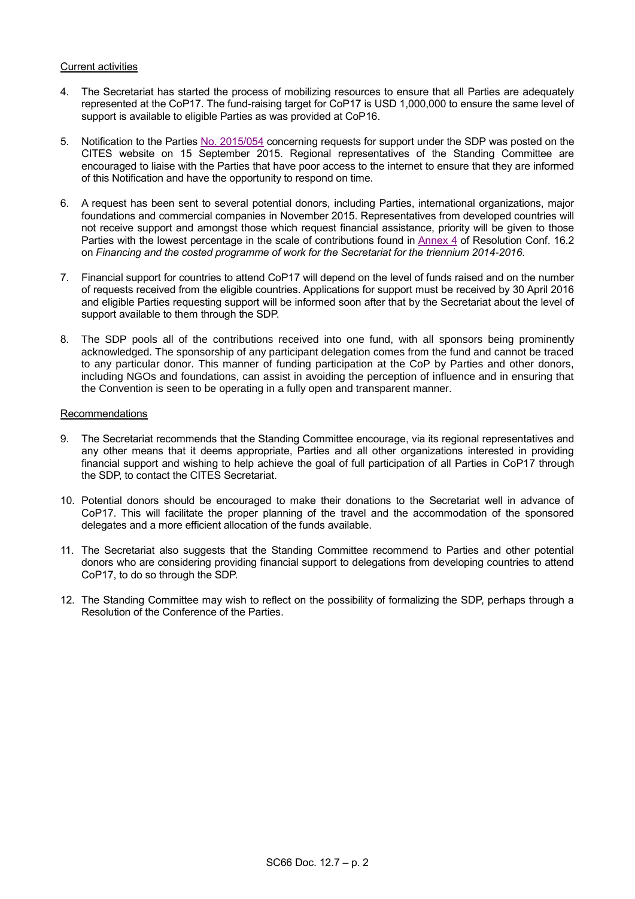Current activities

4. The Secretariat has started the process of mobilizing resources to ensure that all Parties are adequately represented at the CoP17. The fund-raising target for CoP17 is USD 1,000,000 to ensure the same level of support is available to eligible Parties as was provided at CoP16.

5. Notification to the Parties No. 2015/054 concerning requests for support under the SDP was posted on the CITES website on 15 September 2015. Regional representatives of the Standing Committee are encouraged to liaise with the Parties that have poor access to the internet to ensure that they are informed of this Notification and have the opportunity to respond on time.

6. A request has been sent to several potential donors, including Parties, international organizations, major foundations and commercial companies in November 2015. Representatives from developed countries will not receive support and amongst those which request financial assistance, priority will be given to those Parties with the lowest percentage in the scale of contributions found in Annex 4 of Resolution Conf. 16.2 on *Financing and the costed programme of work for the Secretariat for the triennium 2014-2016*.

7. Financial support for countries to attend CoP17 will depend on the level of funds raised and on the number of requests received from the eligible countries. Applications for support must be received by 30 April 2016 and eligible Parties requesting support will be informed soon after that by the Secretariat about the level of support available to them through the SDP.

8. The SDP pools all of the contributions received into one fund, with all sponsors being prominently acknowledged. The sponsorship of any participant delegation comes from the fund and cannot be traced to any particular donor. This manner of funding participation at the CoP by Parties and other donors, including NGOs and foundations, can assist in avoiding the perception of influence and in ensuring that the Convention is seen to be operating in a fully open and transparent manner.

Recommendations

9. The Secretariat recommends that the Standing Committee encourage, via its regional representatives and any other means that it deems appropriate, Parties and all other organizations interested in providing financial support and wishing to help achieve the goal of full participation of all Parties in CoP17 through the SDP, to contact the CITES Secretariat.

10. Potential donors should be encouraged to make their donations to the Secretariat well in advance of CoP17. This will facilitate the proper planning of the travel and the accommodation of the sponsored delegates and a more efficient allocation of the funds available.

11. The Secretariat also suggests that the Standing Committee recommend to Parties and other potential donors who are considering providing financial support to delegations from developing countries to attend CoP17, to do so through the SDP.

12. The Standing Committee may wish to reflect on the possibility of formalizing the SDP, perhaps through a Resolution of the Conference of the Parties.